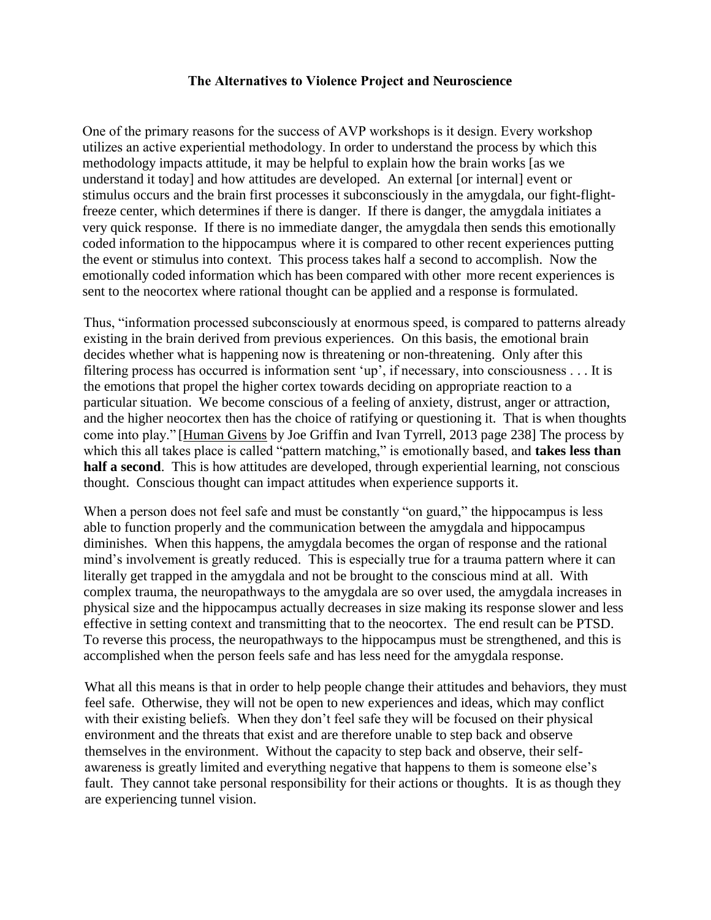# The Alternatives to Violence Project and Neuroscience

One of the primary reasons for the success of AVP workshops is it design. Every workshop utilizes an active experiential methodology. In order to understand the process by which this methodology impacts attitude, it may be helpful to explain how the brain works [as we understand it today] and how attitudes are developed. An external [or internal] event or stimulus occurs and the brain first processes it subconsciously in the amygdala, our fight-flight-freeze center, which determines if there is danger. If there is danger, the amygdala initiates a very quick response. If there is no immediate danger, the amygdala then sends this emotionally coded information to the hippocampus where it is compared to other recent experiences putting the event or stimulus into context. This process takes half a second to accomplish. Now the emotionally coded information which has been compared with other more recent experiences is sent to the neocortex where rational thought can be applied and a response is formulated.

Thus, "information processed subconsciously at enormous speed, is compared to patterns already existing in the brain derived from previous experiences. On this basis, the emotional brain decides whether what is happening now is threatening or non-threatening. Only after this filtering process has occurred is information sent 'up', if necessary, into consciousness . . . It is the emotions that propel the higher cortex towards deciding on appropriate reaction to a particular situation. We become conscious of a feeling of anxiety, distrust, anger or attraction, and the higher neocortex then has the choice of ratifying or questioning it. That is when thoughts come into play." [Human Givens by Joe Griffin and Ivan Tyrrell, 2013 page 238] The process by which this all takes place is called "pattern matching," is emotionally based, and **takes less than half a second**. This is how attitudes are developed, through experiential learning, not conscious thought. Conscious thought can impact attitudes when experience supports it.

When a person does not feel safe and must be constantly "on guard," the hippocampus is less able to function properly and the communication between the amygdala and hippocampus diminishes. When this happens, the amygdala becomes the organ of response and the rational mind's involvement is greatly reduced. This is especially true for a trauma pattern where it can literally get trapped in the amygdala and not be brought to the conscious mind at all. With complex trauma, the neuropathways to the amygdala are so over used, the amygdala increases in physical size and the hippocampus actually decreases in size making its response slower and less effective in setting context and transmitting that to the neocortex. The end result can be PTSD. To reverse this process, the neuropathways to the hippocampus must be strengthened, and this is accomplished when the person feels safe and has less need for the amygdala response.

What all this means is that in order to help people change their attitudes and behaviors, they must feel safe. Otherwise, they will not be open to new experiences and ideas, which may conflict with their existing beliefs. When they don't feel safe they will be focused on their physical environment and the threats that exist and are therefore unable to step back and observe themselves in the environment. Without the capacity to step back and observe, their self-awareness is greatly limited and everything negative that happens to them is someone else's fault. They cannot take personal responsibility for their actions or thoughts. It is as though they are experiencing tunnel vision.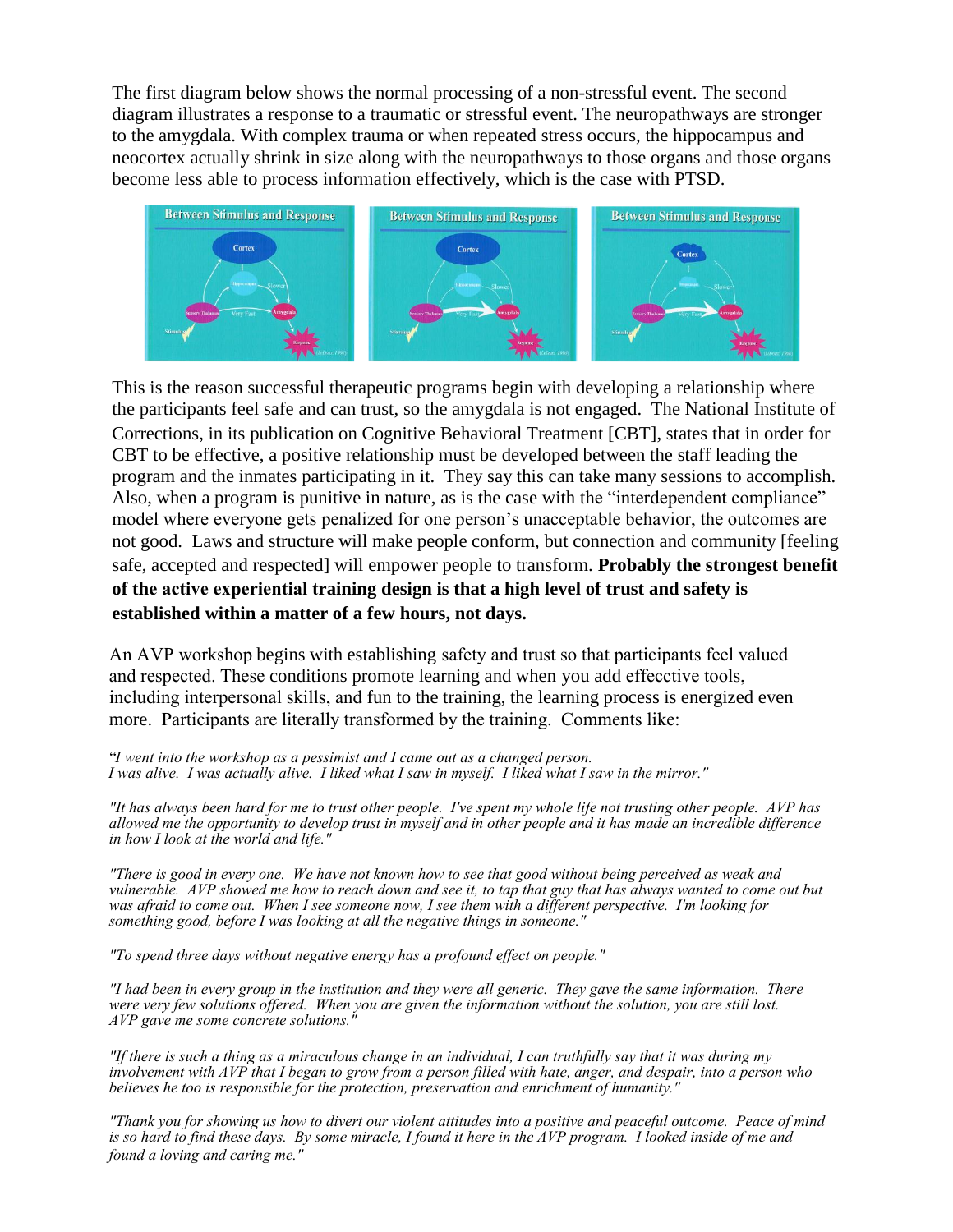The first diagram below shows the normal processing of a non-stressful event. The second diagram illustrates a response to a traumatic or stressful event. The neuropathways are stronger to the amygdala. With complex trauma or when repeated stress occurs, the hippocampus and neocortex actually shrink in size along with the neuropathways to those organs and those organs become less able to process information effectively, which is the case with PTSD.

Between Stimulus and Response

Cortex

Hippocampus

Slower

Sensory Thalamus

Very Fast

Amygdala

Stimulus

Response

(LeDoux, 1996)

Between Stimulus and Response

Cortex

Hippocampus

Slower

Sensory Thalamus

Very Fast

Amygdala

Stimulus

Response

(LeDoux, 1996)

Between Stimulus and Response

Cortex

Hippocampus

Slower

Sensory Thalamus

Very Fast

Amygdala

Stimulus

Response

(LeDoux, 1996)

This is the reason successful therapeutic programs begin with developing a relationship where the participants feel safe and can trust, so the amygdala is not engaged. The National Institute of Corrections, in its publication on Cognitive Behavioral Treatment [CBT], states that in order for CBT to be effective, a positive relationship must be developed between the staff leading the program and the inmates participating in it. They say this can take many sessions to accomplish. Also, when a program is punitive in nature, as is the case with the "interdependent compliance" model where everyone gets penalized for one person's unacceptable behavior, the outcomes are not good. Laws and structure will make people conform, but connection and community [feeling safe, accepted and respected] will empower people to transform. **Probably the strongest benefit of the active experiential training design is that a high level of trust and safety is established within a matter of a few hours, not days.**

An AVP workshop begins with establishing safety and trust so that participants feel valued and respected. These conditions promote learning and when you add effecctive tools, including interpersonal skills, and fun to the training, the learning process is energized even more. Participants are literally transformed by the training. Comments like:

*"I went into the workshop as a pessimist and I came out as a changed person. I was alive. I was actually alive. I liked what I saw in myself. I liked what I saw in the mirror."*

*"It has always been hard for me to trust other people. I've spent my whole life not trusting other people. AVP has allowed me the opportunity to develop trust in myself and in other people and it has made an incredible difference in how I look at the world and life."*

*"There is good in every one. We have not known how to see that good without being perceived as weak and vulnerable. AVP showed me how to reach down and see it, to tap that guy that has always wanted to come out but was afraid to come out. When I see someone now, I see them with a different perspective. I'm looking for something good, before I was looking at all the negative things in someone."*

*"To spend three days without negative energy has a profound effect on people."*

*"I had been in every group in the institution and they were all generic. They gave the same information. There were very few solutions offered. When you are given the information without the solution, you are still lost. AVP gave me some concrete solutions."*

*"If there is such a thing as a miraculous change in an individual, I can truthfully say that it was during my involvement with AVP that I began to grow from a person filled with hate, anger, and despair, into a person who believes he too is responsible for the protection, preservation and enrichment of humanity."*

*"Thank you for showing us how to divert our violent attitudes into a positive and peaceful outcome. Peace of mind is so hard to find these days. By some miracle, I found it here in the AVP program. I looked inside of me and found a loving and caring me."*